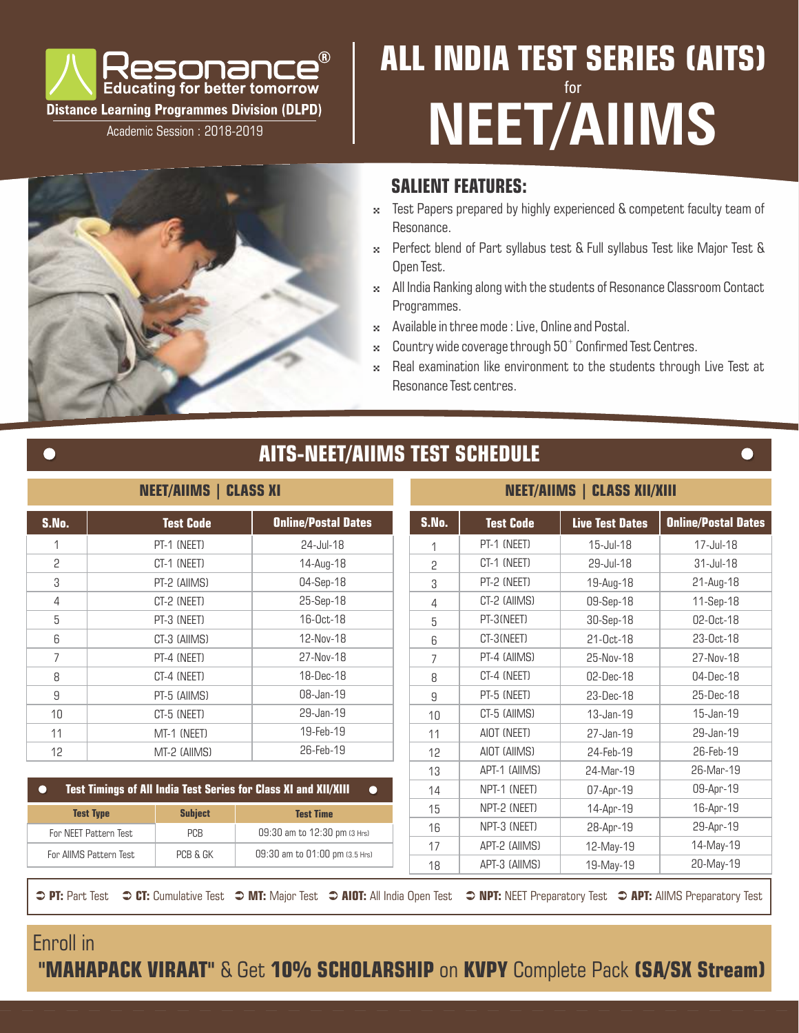# Resonance®

**Educating for better tomorrow**

**Distance Learning Programmes Division (DLPD)**

Academic Session : 2018-2019

# ALL INDIA TEST SERIES (AITS)

for

# NEET/AIIMS

## SALIENT FEATURES:

- Test Papers prepared by highly experienced & competent faculty team of Resonance.
- Perfect blend of Part syllabus test & Full syllabus Test like Major Test & Open Test.
- All India Ranking along with the students of Resonance Classroom Contact Programmes.
- Available in three mode : Live, Online and Postal.
- Country wide coverage through 50+ Confirmed Test Centres.
- Real examination like environment to the students through Live Test at Resonance Test centres.

## AITS-NEET/AIIMS TEST SCHEDULE

### NEET/AIIMS | CLASS XI

| S.No. | Test Code | Online/Postal Dates |
|---|---|---|
| 1 | PT-1 (NEET) | 24-Jul-18 |
| 2 | CT-1 (NEET) | 14-Aug-18 |
| 3 | PT-2 (AIIMS) | 04-Sep-18 |
| 4 | CT-2 (NEET) | 25-Sep-18 |
| 5 | PT-3 (NEET) | 16-Oct-18 |
| 6 | CT-3 (AIIMS) | 12-Nov-18 |
| 7 | PT-4 (NEET) | 27-Nov-18 |
| 8 | CT-4 (NEET) | 18-Dec-18 |
| 9 | PT-5 (AIIMS) | 08-Jan-19 |
| 10 | CT-5 (NEET) | 29-Jan-19 |
| 11 | MT-1 (NEET) | 19-Feb-19 |
| 12 | MT-2 (AIIMS) | 26-Feb-19 |

### Test Timings of All India Test Series for Class XI and XII/XIII

| Test Type | Subject | Test Time |
|---|---|---|
| For NEET Pattern Test | PCB | 09:30 am to 12:30 pm (3 Hrs) |
| For AIIMS Pattern Test | PCB & GK | 09:30 am to 01:00 pm (3.5 Hrs) |

### NEET/AIIMS | CLASS XII/XIII

| S.No. | Test Code | Live Test Dates | Online/Postal Dates |
|---|---|---|---|
| 1 | PT-1 (NEET) | 15-Jul-18 | 17-Jul-18 |
| 2 | CT-1 (NEET) | 29-Jul-18 | 31-Jul-18 |
| 3 | PT-2 (NEET) | 19-Aug-18 | 21-Aug-18 |
| 4 | CT-2 (AIIMS) | 09-Sep-18 | 11-Sep-18 |
| 5 | PT-3(NEET) | 30-Sep-18 | 02-Oct-18 |
| 6 | CT-3(NEET) | 21-Oct-18 | 23-Oct-18 |
| 7 | PT-4 (AIIMS) | 25-Nov-18 | 27-Nov-18 |
| 8 | CT-4 (NEET) | 02-Dec-18 | 04-Dec-18 |
| 9 | PT-5 (NEET) | 23-Dec-18 | 25-Dec-18 |
| 10 | CT-5 (AIIMS) | 13-Jan-19 | 15-Jan-19 |
| 11 | AIOT (NEET) | 27-Jan-19 | 29-Jan-19 |
| 12 | AIOT (AIIMS) | 24-Feb-19 | 26-Feb-19 |
| 13 | APT-1 (AIIMS) | 24-Mar-19 | 26-Mar-19 |
| 14 | NPT-1 (NEET) | 07-Apr-19 | 09-Apr-19 |
| 15 | NPT-2 (NEET) | 14-Apr-19 | 16-Apr-19 |
| 16 | NPT-3 (NEET) | 28-Apr-19 | 29-Apr-19 |
| 17 | APT-2 (AIIMS) | 12-May-19 | 14-May-19 |
| 18 | APT-3 (AIIMS) | 19-May-19 | 20-May-19 |

**PT:** Part Test **CT:** Cumulative Test **MT:** Major Test **AIOT:** All India Open Test **NPT:** NEET Preparatory Test **APT:** AIIMS Preparatory Test

Enroll in

**"MAHAPACK VIRAAT"** & Get **10% SCHOLARSHIP** on **KVPY** Complete Pack **(SA/SX Stream)**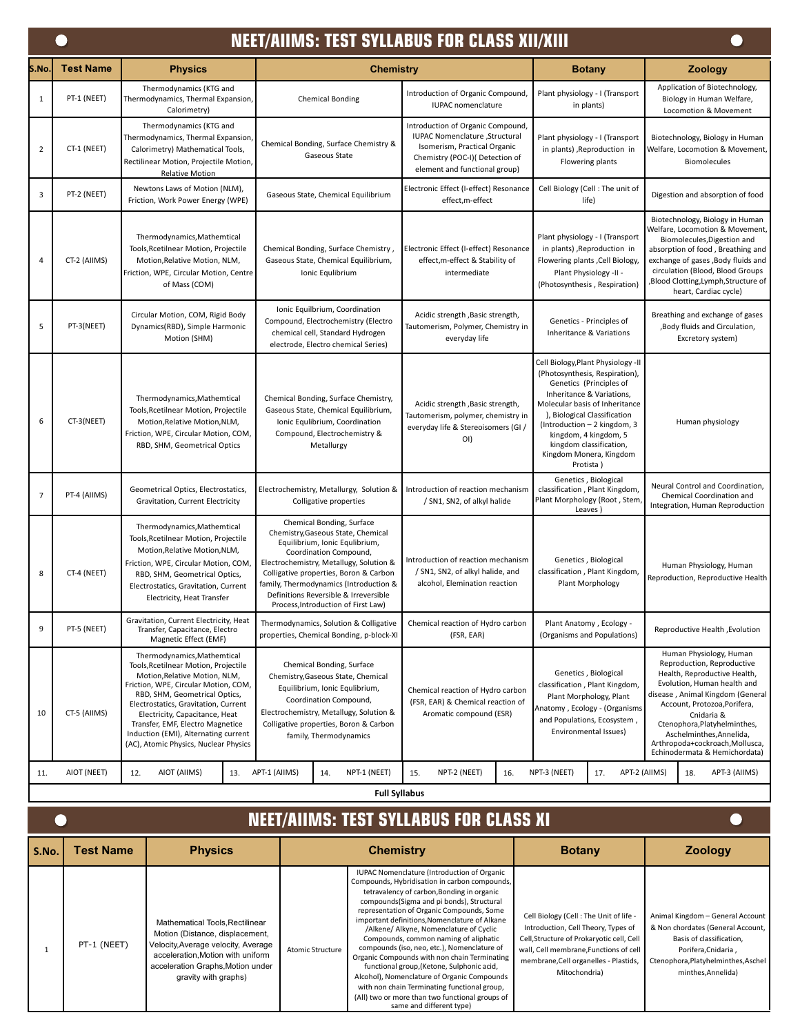# NEET/AIIMS: TEST SYLLABUS FOR CLASS XII/XIII

| S.No. | Test Name | Physics | Chemistry | | Botany | Zoology |
|---|---|---|---|---|---|---|
| 1 | PT-1 (NEET) | Thermodynamics (KTG and Thermodynamics, Thermal Expansion, Calorimetry) | Chemical Bonding | Introduction of Organic Compound, IUPAC nomenclature | Plant physiology - I (Transport in plants) | Application of Biotechnology, Biology in Human Welfare, Locomotion & Movement |
| 2 | CT-1 (NEET) | Thermodynamics (KTG and Thermodynamics, Thermal Expansion, Calorimetry) Mathematical Tools, Rectilinear Motion, Projectile Motion, Relative Motion | Chemical Bonding, Surface Chemistry & Gaseous State | Introduction of Organic Compound, IUPAC Nomenclature ,Structural Isomerism, Practical Organic Chemistry (POC-I)( Detection of element and functional group) | Plant physiology - I (Transport in plants) ,Reproduction in Flowering plants | Biotechnology, Biology in Human Welfare, Locomotion & Movement, Biomolecules |
| 3 | PT-2 (NEET) | Newtons Laws of Motion (NLM), Friction, Work Power Energy (WPE) | Gaseous State, Chemical Equilibrium | Electronic Effect (I-effect) Resonance effect,m-effect | Cell Biology (Cell : The unit of life) | Digestion and absorption of food |
| 4 | CT-2 (AIIMS) | Thermodynamics,Mathemtical Tools,Rcetilnear Motion, Projectile Motion,Relative Motion, NLM, Friction, WPE, Circular Motion, Centre of Mass (COM) | Chemical Bonding, Surface Chemistry , Gaseous State, Chemical Equilibrium, Ionic Equlibrium | Electronic Effect (I-effect) Resonance effect,m-effect & Stability of intermediate | Plant physiology - I (Transport in plants) ,Reproduction in Flowering plants ,Cell Biology, Plant Physiology -II - (Photosynthesis , Respiration) | Biotechnology, Biology in Human Welfare, Locomotion & Movement, Biomolecules,Digestion and absorption of food , Breathing and exchange of gases ,Body fluids and circulation (Blood, Blood Groups ,Blood Clotting,Lymph,Structure of heart, Cardiac cycle) |
| 5 | PT-3(NEET) | Circular Motion, COM, Rigid Body Dynamics(RBD), Simple Harmonic Motion (SHM) | Ionic Equilbrium, Coordination Compound, Electrochemistry (Electro chemical cell, Standard Hydrogen electrode, Electro chemical Series) | Acidic strength ,Basic strength, Tautomerism, Polymer, Chemistry in everyday life | Genetics - Principles of Inheritance & Variations | Breathing and exchange of gases ,Body fluids and Circulation, Excretory system) |
| 6 | CT-3(NEET) | Thermodynamics,Mathemtical Tools,Rcetilnear Motion, Projectile Motion,Relative Motion,NLM, Friction, WPE, Circular Motion, COM, RBD, SHM, Geometrical Optics | Chemical Bonding, Surface Chemistry, Gaseous State, Chemical Equilibrium, Ionic Equlibrium, Coordination Compound, Electrochemistry & Metallurgy | Acidic strength ,Basic strength, Tautomerism, polymer, chemistry in everyday life & Stereoisomers (GI / OI) | Cell Biology,Plant Physiology -II (Photosynthesis, Respiration), Genetics (Principles of Inheritance & Variations, Molecular basis of Inheritance ), Biological Classification (Introduction – 2 kingdom, 3 kingdom, 4 kingdom, 5 kingdom classification, Kingdom Monera, Kingdom Protista ) | Human physiology |
| 7 | PT-4 (AIIMS) | Geometrical Optics, Electrostatics, Gravitation, Current Electricity | Electrochemistry, Metallurgy, Solution & Colligative properties | Introduction of reaction mechanism / SN1, SN2, of alkyl halide | Genetics , Biological classification , Plant Kingdom, Plant Morphology (Root , Stem, Leaves ) | Neural Control and Coordination, Chemical Coordination and Integration, Human Reproduction |
| 8 | CT-4 (NEET) | Thermodynamics,Mathemtical Tools,Rcetilnear Motion, Projectile Motion,Relative Motion,NLM, Friction, WPE, Circular Motion, COM, RBD, SHM, Geometrical Optics, Electrostatics, Gravitation, Current Electricity, Heat Transfer | Chemical Bonding, Surface Chemistry,Gaseous State, Chemical Equilibrium, Ionic Equlibrium, Coordination Compound, Electrochemistry, Metallugy, Solution & Colligative properties, Boron & Carbon family, Thermodynamics (Introduction & Definitions Reversible & Irreversible Process,Introduction of First Law) | Introduction of reaction mechanism / SN1, SN2, of alkyl halide, and alcohol, Elemination reaction | Genetics , Biological classification , Plant Kingdom, Plant Morphology | Human Physiology, Human Reproduction, Reproductive Health |
| 9 | PT-5 (NEET) | Gravitation, Current Electricity, Heat Transfer, Capacitance, Electro Magnetic Effect (EMF) | Thermodynamics, Solution & Colligative properties, Chemical Bonding, p-block-XI | Chemical reaction of Hydro carbon (FSR, EAR) | Plant Anatomy , Ecology - (Organisms and Populations) | Reproductive Health ,Evolution |
| 10 | CT-5 (AIIMS) | Thermodynamics,Mathemtical Tools,Rcetilnear Motion, Projectile Motion,Relative Motion, NLM, Friction, WPE, Circular Motion, COM, RBD, SHM, Geometrical Optics, Electrostatics, Gravitation, Current Electricity, Capacitance, Heat Transfer, EMF, Electro Magnetice Induction (EMI), Alternating current (AC), Atomic Physics, Nuclear Physics | Chemical Bonding, Surface Chemistry,Gaseous State, Chemical Equilibrium, Ionic Equlibrium, Coordination Compound, Electrochemistry, Metallugy, Solution & Colligative properties, Boron & Carbon family, Thermodynamics | Chemical reaction of Hydro carbon (FSR, EAR) & Chemical reaction of Aromatic compound (ESR) | Genetics , Biological classification , Plant Kingdom, Plant Morphology, Plant Anatomy , Ecology - (Organisms and Populations, Ecosystem , Environmental Issues) | Human Physiology, Human Reproduction, Reproductive Health, Reproductive Health, Evolution, Human health and disease , Animal Kingdom (General Account, Protozoa,Porifera, Cnidaria & Ctenophora,Platyhelminthes, Aschelminthes,Annelida, Arthropoda+cockroach,Mollusca, Echinodermata & Hemichordata) |

11. AIOT (NEET) 12. AIOT (AIIMS) 13. APT-1 (AIIMS) 14. NPT-1 (NEET) 15. NPT-2 (NEET) 16. NPT-3 (NEET) 17. APT-2 (AIIMS) 18. APT-3 (AIIMS)

**Full Syllabus**

# NEET/AIIMS: TEST SYLLABUS FOR CLASS XI

| S.No. | Test Name | Physics | Chemistry | | Botany | Zoology |
|---|---|---|---|---|---|---|
| 1 | PT-1 (NEET) | Mathematical Tools,Rectilinear Motion (Distance, displacement, Velocity,Average velocity, Average acceleration,Motion with uniform acceleration Graphs,Motion under gravity with graphs) | Atomic Structure | IUPAC Nomenclature (Introduction of Organic Compounds, Hybridisation in carbon compounds, tetravalency of carbon,Bonding in organic compounds(Sigma and pi bonds), Structural representation of Organic Compounds, Some important definitions,Nomenclature of Alkane /Alkene/ Alkyne, Nomenclature of Cyclic Compounds, common naming of aliphatic compounds (iso, neo, etc.), Nomenclature of Organic Compounds with non chain Terminating functional group,(Ketone, Sulphonic acid, Alcohol), Nomenclature of Organic Compounds with non chain Terminating functional group, (All) two or more than two functional groups of same and different type) | Cell Biology (Cell : The Unit of life - Introduction, Cell Theory, Types of Cell,Structure of Prokaryotic cell, Cell wall, Cell membrane,Functions of cell membrane,Cell organelles - Plastids, Mitochondria) | Animal Kingdom – General Account & Non chordates (General Account, Basis of classification, Porifera,Cnidaria , Ctenophora,Platyhelminthes,Aschel minthes,Annelida) |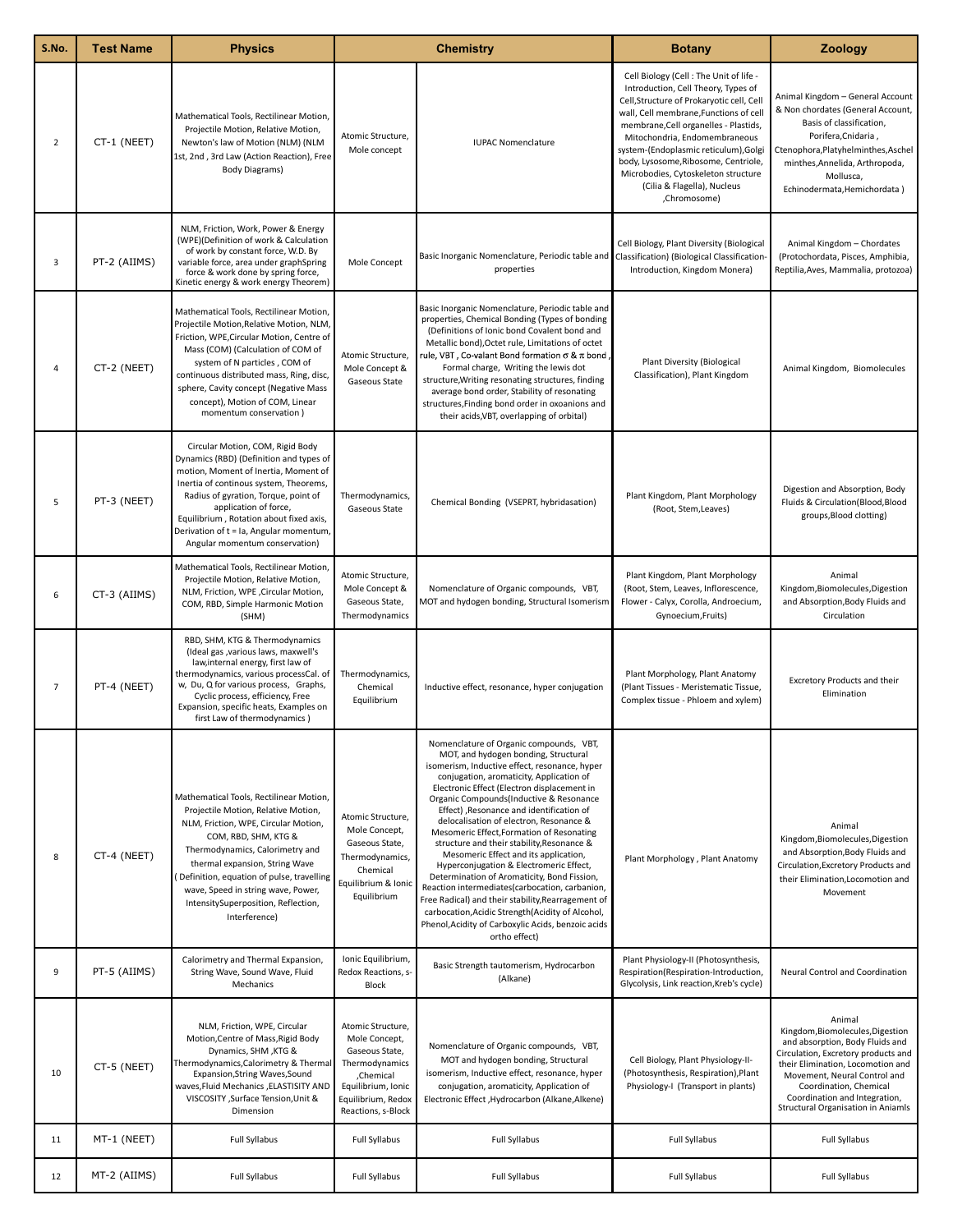| S.No. | Test Name | Physics | Chemistry | | Botany | Zoology |
|---|---|---|---|---|---|---|
| 2 | CT-1 (NEET) | Mathematical Tools, Rectilinear Motion, Projectile Motion, Relative Motion, Newton's law of Motion (NLM) (NLM 1st, 2nd , 3rd Law (Action Reaction), Free Body Diagrams) | Atomic Structure, Mole concept | IUPAC Nomenclature | Cell Biology (Cell : The Unit of life - Introduction, Cell Theory, Types of Cell,Structure of Prokaryotic cell, Cell wall, Cell membrane,Functions of cell membrane,Cell organelles - Plastids, Mitochondria, Endomembraneous system-(Endoplasmic reticulum),Golgi body, Lysosome,Ribosome, Centriole, Microbodies, Cytoskeleton structure (Cilia & Flagella), Nucleus ,Chromosome) | Animal Kingdom – General Account & Non chordates (General Account, Basis of classification, Porifera,Cnidaria , Ctenophora,Platyhelminthes,Aschelminthes,Annelida, Arthropoda, Mollusca, Echinodermata,Hemichordata ) |
| 3 | PT-2 (AIIMS) | NLM, Friction, Work, Power & Energy (WPE)(Definition of work & Calculation of work by constant force, W.D. By variable force, area under graphSpring force & work done by spring force, Kinetic energy & work energy Theorem) | Mole Concept | Basic Inorganic Nomenclature, Periodic table and properties | Cell Biology, Plant Diversity (Biological Classification) (Biological Classification-Introduction, Kingdom Monera) | Animal Kingdom – Chordates (Protochordata, Pisces, Amphibia, Reptilia,Aves, Mammalia, protozoa) |
| 4 | CT-2 (NEET) | Mathematical Tools, Rectilinear Motion, Projectile Motion,Relative Motion, NLM, Friction, WPE,Circular Motion, Centre of Mass (COM) (Calculation of COM of system of N particles , COM of continuous distributed mass, Ring, disc, sphere, Cavity concept (Negative Mass concept), Motion of COM, Linear momentum conservation ) | Atomic Structure, Mole Concept & Gaseous State | Basic Inorganic Nomenclature, Periodic table and properties, Chemical Bonding (Types of bonding (Definitions of Ionic bond Covalent bond and Metallic bond),Octet rule, Limitations of octet rule, VBT , Co-valant Bond formation σ & π bond , Formal charge, Writing the lewis dot structure,Writing resonating structures, finding average bond order, Stability of resonating structures,Finding bond order in oxoanions and their acids,VBT, overlapping of orbital) | Plant Diversity (Biological Classification), Plant Kingdom | Animal Kingdom, Biomolecules |
| 5 | PT-3 (NEET) | Circular Motion, COM, Rigid Body Dynamics (RBD) (Definition and types of motion, Moment of Inertia, Moment of Inertia of continous system, Theorems, Radius of gyration, Torque, point of application of force, Equilibrium , Rotation about fixed axis, Derivation of t = Ia, Angular momentum, Angular momentum conservation) | Thermodynamics, Gaseous State | Chemical Bonding (VSEPRT, hybridasation) | Plant Kingdom, Plant Morphology (Root, Stem,Leaves) | Digestion and Absorption, Body Fluids & Circulation(Blood,Blood groups,Blood clotting) |
| 6 | CT-3 (AIIMS) | Mathematical Tools, Rectilinear Motion, Projectile Motion, Relative Motion, NLM, Friction, WPE ,Circular Motion, COM, RBD, Simple Harmonic Motion (SHM) | Atomic Structure, Mole Concept & Gaseous State, Thermodynamics | Nomenclature of Organic compounds, VBT, MOT and hydogen bonding, Structural Isomerism | Plant Kingdom, Plant Morphology (Root, Stem, Leaves, Inflorescence, Flower - Calyx, Corolla, Androecium, Gynoecium,Fruits) | Animal Kingdom,Biomolecules,Digestion and Absorption,Body Fluids and Circulation |
| 7 | PT-4 (NEET) | RBD, SHM, KTG & Thermodynamics (Ideal gas ,various laws, maxwell's law,internal energy, first law of thermodynamics, various processCal. of w, Du, Q for various process, Graphs, Cyclic process, efficiency, Free Expansion, specific heats, Examples on first Law of thermodynamics ) | Thermodynamics, Chemical Equilibrium | Inductive effect, resonance, hyper conjugation | Plant Morphology, Plant Anatomy (Plant Tissues - Meristematic Tissue, Complex tissue - Phloem and xylem) | Excretory Products and their Elimination |
| 8 | CT-4 (NEET) | Mathematical Tools, Rectilinear Motion, Projectile Motion, Relative Motion, NLM, Friction, WPE, Circular Motion, COM, RBD, SHM, KTG & Thermodynamics, Calorimetry and thermal expansion, String Wave ( Definition, equation of pulse, travelling wave, Speed in string wave, Power, IntensitySuperposition, Reflection, Interference) | Atomic Structure, Mole Concept, Gaseous State, Thermodynamics, Chemical Equilibrium & Ionic Equilibrium | Nomenclature of Organic compounds, VBT, MOT, and hydogen bonding, Structural isomerism, Inductive effect, resonance, hyper conjugation, aromaticity, Application of Electronic Effect (Electron displacement in Organic Compounds(Inductive & Resonance Effect) ,Resonance and identification of delocalisation of electron, Resonance & Mesomeric Effect,Formation of Resonating structure and their stability,Resonance & Mesomeric Effect and its application, Hyperconjugation & Electromeric Effect, Determination of Aromaticity, Bond Fission, Reaction intermediates(carbocation, carbanion, Free Radical) and their stability,Rearragement of carbocation,Acidic Strength(Acidity of Alcohol, Phenol,Acidity of Carboxylic Acids, benzoic acids ortho effect) | Plant Morphology , Plant Anatomy | Animal Kingdom,Biomolecules,Digestion and Absorption,Body Fluids and Circulation,Excretory Products and their Elimination,Locomotion and Movement |
| 9 | PT-5 (AIIMS) | Calorimetry and Thermal Expansion, String Wave, Sound Wave, Fluid Mechanics | Ionic Equilibrium, Redox Reactions, s-Block | Basic Strength tautomerism, Hydrocarbon (Alkane) | Plant Physiology-II (Photosynthesis, Respiration(Respiration-Introduction, Glycolysis, Link reaction,Kreb's cycle) | Neural Control and Coordination |
| 10 | CT-5 (NEET) | NLM, Friction, WPE, Circular Motion,Centre of Mass,Rigid Body Dynamics, SHM ,KTG & Thermodynamics,Calorimetry & Thermal Expansion,String Waves,Sound waves,Fluid Mechanics ,ELASTISITY AND VISCOSITY ,Surface Tension,Unit & Dimension | Atomic Structure, Mole Concept, Gaseous State, Thermodynamics ,Chemical Equilibrium, Ionic Equilibrium, Redox Reactions, s-Block | Nomenclature of Organic compounds, VBT, MOT and hydogen bonding, Structural isomerism, Inductive effect, resonance, hyper conjugation, aromaticity, Application of Electronic Effect ,Hydrocarbon (Alkane,Alkene) | Cell Biology, Plant Physiology-II-(Photosynthesis, Respiration),Plant Physiology-I (Transport in plants) | Animal Kingdom,Biomolecules,Digestion and absorption, Body Fluids and Circulation, Excretory products and their Elimination, Locomotion and Movement, Neural Control and Coordination, Chemical Coordination and Integration, Structural Organisation in Aniamls |
| 11 | MT-1 (NEET) | Full Syllabus | Full Syllabus | Full Syllabus | Full Syllabus | Full Syllabus |
| 12 | MT-2 (AIIMS) | Full Syllabus | Full Syllabus | Full Syllabus | Full Syllabus | Full Syllabus |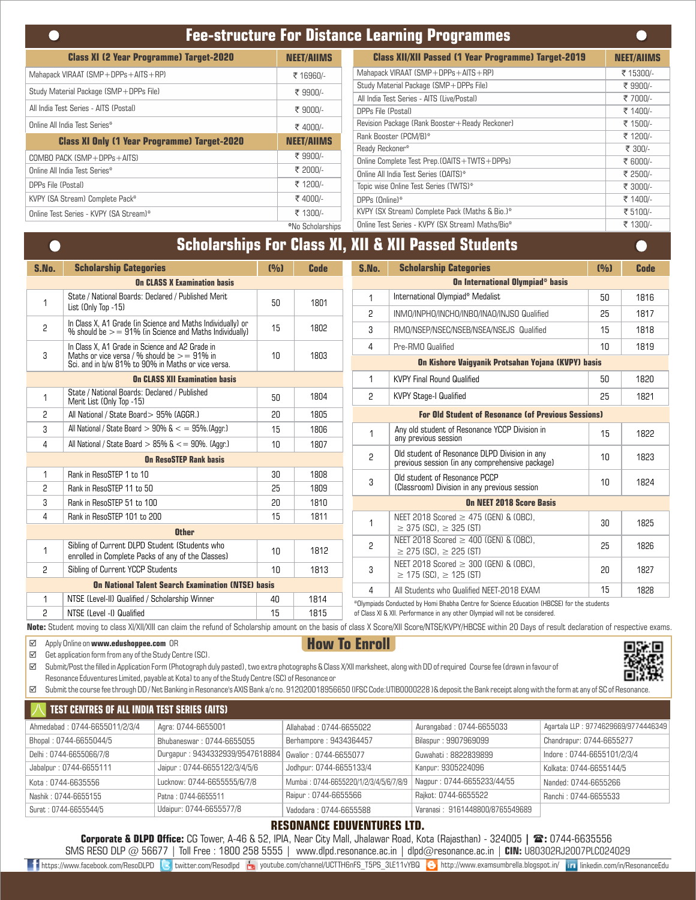# Fee-structure For Distance Learning Programmes

| Class XI (2 Year Programme) Target-2020 | NEET/AIIMS |
|---|---|
| Mahapack VIRAAT (SMP+DPPs+AITS+RP) | ₹ 16960/- |
| Study Material Package (SMP+DPPs File) | ₹ 9900/- |
| All India Test Series - AITS (Postal) | ₹ 9000/- |
| Online All India Test Series* | ₹ 4000/- |

| Class XI Only (1 Year Programme) Target-2020 | NEET/AIIMS |
|---|---|
| COMBO PACK (SMP+DPPs+AITS) | ₹ 9900/- |
| Online All India Test Series* | ₹ 2000/- |
| DPPs File (Postal) | ₹ 1200/- |
| KVPY (SA Stream) Complete Pack* | ₹ 4000/- |
| Online Test Series - KVPY (SA Stream)* | ₹ 1300/- |

*No Scholarships

| Class XII/XII Passed (1 Year Programme) Target-2019 | NEET/AIIMS |
|---|---|
| Mahapack VIRAAT (SMP+DPPs+AITS+RP) | ₹ 15300/- |
| Study Material Package (SMP+DPPs File) | ₹ 9900/- |
| All India Test Series - AITS (Live/Postal) | ₹ 7000/- |
| DPPs File (Postal) | ₹ 1400/- |
| Revision Package (Rank Booster+Ready Reckoner) | ₹ 1500/- |
| Rank Booster (PCM/B)* | ₹ 1200/- |
| Ready Reckoner* | ₹ 300/- |
| Online Complete Test Prep.(OAITS+TWTS+DPPs) | ₹ 6000/- |
| Online All India Test Series (OAITS)* | ₹ 2500/- |
| Topic wise Online Test Series (TWTS)* | ₹ 3000/- |
| DPPs (Online)* | ₹ 1400/- |
| KVPY (SX Stream) Complete Pack (Maths & Bio.)* | ₹ 5100/- |
| Online Test Series - KVPY (SX Stream) Maths/Bio* | ₹ 1300/- |

# Scholarships For Class XI, XII & XII Passed Students

| S.No. | Scholarship Categories | (%) | Code |
|---|---|---|---|
| | **On CLASS X Examination basis** | | |
| 1 | State / National Boards: Declared / Published Merit List (Only Top -15) | 50 | 1801 |
| 2 | In Class X, A1 Grade (in Science and Maths Individually) or % should be >= 91% (in Science and Maths Individually) | 15 | 1802 |
| 3 | In Class X, A1 Grade in Science and A2 Grade in Maths or vice versa / % should be >= 91% in Sci. and in b/w 81% to 90% in Maths or vice versa. | 10 | 1803 |
| | **On CLASS XII Examination basis** | | |
| 1 | State / National Boards: Declared / Published Merit List (Only Top -15) | 50 | 1804 |
| 2 | All National / State Board > 95% (AGGR.) | 20 | 1805 |
| 3 | All National / State Board > 90% & < = 95%.(Aggr.) | 15 | 1806 |
| 4 | All National / State Board > 85% & <= 90%. (Aggr.) | 10 | 1807 |
| | **On ResoSTEP Rank basis** | | |
| 1 | Rank in ResoSTEP 1 to 10 | 30 | 1808 |
| 2 | Rank in ResoSTEP 11 to 50 | 25 | 1809 |
| 3 | Rank in ResoSTEP 51 to 100 | 20 | 1810 |
| 4 | Rank in ResoSTEP 101 to 200 | 15 | 1811 |
| | **Other** | | |
| 1 | Sibling of Current DLPD Student (Students who enrolled in Complete Packs of any of the Classes) | 10 | 1812 |
| 2 | Sibling of Current YCCP Students | 10 | 1813 |
| | **On National Talent Search Examination (NTSE) basis** | | |
| 1 | NTSE (Level-II) Qualified / Scholarship Winner | 40 | 1814 |
| 2 | NTSE (Level -I) Qualified | 15 | 1815 |
| | **On International Olympiad* basis** | | |
| 1 | International Olympiad* Medalist | 50 | 1816 |
| 2 | INMO/INPHO/INCHO/INBO/INAO/INJSO Qualified | 25 | 1817 |
| 3 | RMO/NSEP/NSEC/NSEB/NSEA/NSEJS Qualified | 15 | 1818 |
| 4 | Pre-RMO Qualified | 10 | 1819 |
| | **On Kishore Vaigyanik Protsahan Yojana (KVPY) basis** | | |
| 1 | KVPY Final Round Qualified | 50 | 1820 |
| 2 | KVPY Stage-I Qualified | 25 | 1821 |
| | **For Old Student of Resonance (of Previous Sessions)** | | |
| 1 | Any old student of Resonance YCCP Division in any previous session | 15 | 1822 |
| 2 | Old student of Resonance DLPD Division in any previous session (in any comprehensive package) | 10 | 1823 |
| 3 | Old student of Resonance PCCP (Classroom) Division in any previous session | 10 | 1824 |
| | **On NEET 2018 Score Basis** | | |
| 1 | NEET 2018 Scored ≥ 475 (GEN) & (OBC), ≥ 375 (SC), ≥ 325 (ST) | 30 | 1825 |
| 2 | NEET 2018 Scored ≥ 400 (GEN) & (OBC), ≥ 275 (SC), ≥ 225 (ST) | 25 | 1826 |
| 3 | NEET 2018 Scored ≥ 300 (GEN) & (OBC), ≥ 175 (SC), ≥ 125 (ST) | 20 | 1827 |
| 4 | All Students who Qualified NEET-2018 EXAM | 15 | 1828 |

*Olympiads Conducted by Homi Bhabha Centre for Science Education (HBCSE) for the students of Class XI & XII. Performance in any other Olympiad will not be considered.

**Note:** Student moving to class XI/XII/XIII can claim the refund of Scholarship amount on the basis of class X Score/XII Score/NTSE/KVPY/HBCSE within 20 Days of result declaration of respective exams.

## How To Enroll

- ☑ Apply Online on **www.edushoppee.com** OR
- ☑ Get application form from any of the Study Centre (SC).
- ☑ Submit/Post the filled in Application Form (Photograph duly pasted), two extra photographs & Class X/XII marksheet, along with DD of required Course fee (drawn in favour of Resonance Eduventures Limited, payable at Kota) to any of the Study Centre (SC) of Resonance or
- ☑ Submit the course fee through DD / Net Banking in Resonance's AXIS Bank a/c no. 912020018956650 (IFSC Code:UTIB0000228 ) & deposit the Bank receipt along with the form at any of SC of Resonance.

## TEST CENTRES OF ALL INDIA TEST SERIES (AITS)

| | | | | |
|---|---|---|---|---|
| Ahmedabad : 0744-6655011/2/3/4 | Agra: 0744-6655001 | Allahabad : 0744-6655022 | Aurangabad : 0744-6655033 | Agartala LLP : 9774629669/9774446349 |
| Bhopal : 0744-6655044/5 | Bhubaneswar : 0744-6655055 | Berhampore : 9434364457 | Bilaspur : 9907969099 | Chandrapur: 0744-6655277 |
| Delhi : 0744-6655066/7/8 | Durgapur : 9434332939/9547618884 | Gwalior : 0744-6655077 | Guwahati : 8822839899 | Indore : 0744-6655101/2/3/4 |
| Jabalpur : 0744-6655111 | Jaipur : 0744-6655122/3/4/5/6 | Jodhpur: 0744-6655133/4 | Kanpur: 9305224096 | Kolkata: 0744-6655144/5 |
| Kota : 0744-6635556 | Lucknow: 0744-6655555/6/7/8 | Mumbai : 0744-6655220/1/2/3/4/5/6/7/8/9 | Nagpur : 0744-6655233/44/55 | Nanded: 0744-6655266 |
| Nashik : 0744-6655155 | Patna : 0744-6655511 | Raipur : 0744-6655566 | Rajkot: 0744-6655522 | Ranchi : 0744-6655533 |
| Surat : 0744-6655544/5 | Udaipur: 0744-6655577/8 | Vadodara : 0744-6655588 | Varanasi : 9161448800/8765549689 | |

**RESONANCE EDUVENTURES LTD.**

**Corporate & DLPD Office:** CG Tower, A-46 & 52, IPIA, Near City Mall, Jhalawar Road, Kota (Rajasthan) - 324005 | ☎: 0744-6635556

SMS RESO DLP @ 56677 | Toll Free : 1800 258 5555 | www.dlpd.resonance.ac.in | dlpd@resonance.ac.in | **CIN:** U80302RJ2007PLC024029

https://www.facebook.com/ResoDLPD | twitter.com/Resodlpd | youtube.com/channel/UCTTH6nFS_T5PS_3LE11vYBQ | http://www.examsumbrella.blogspot.in/ | linkedin.com/in/ResonanceEdu